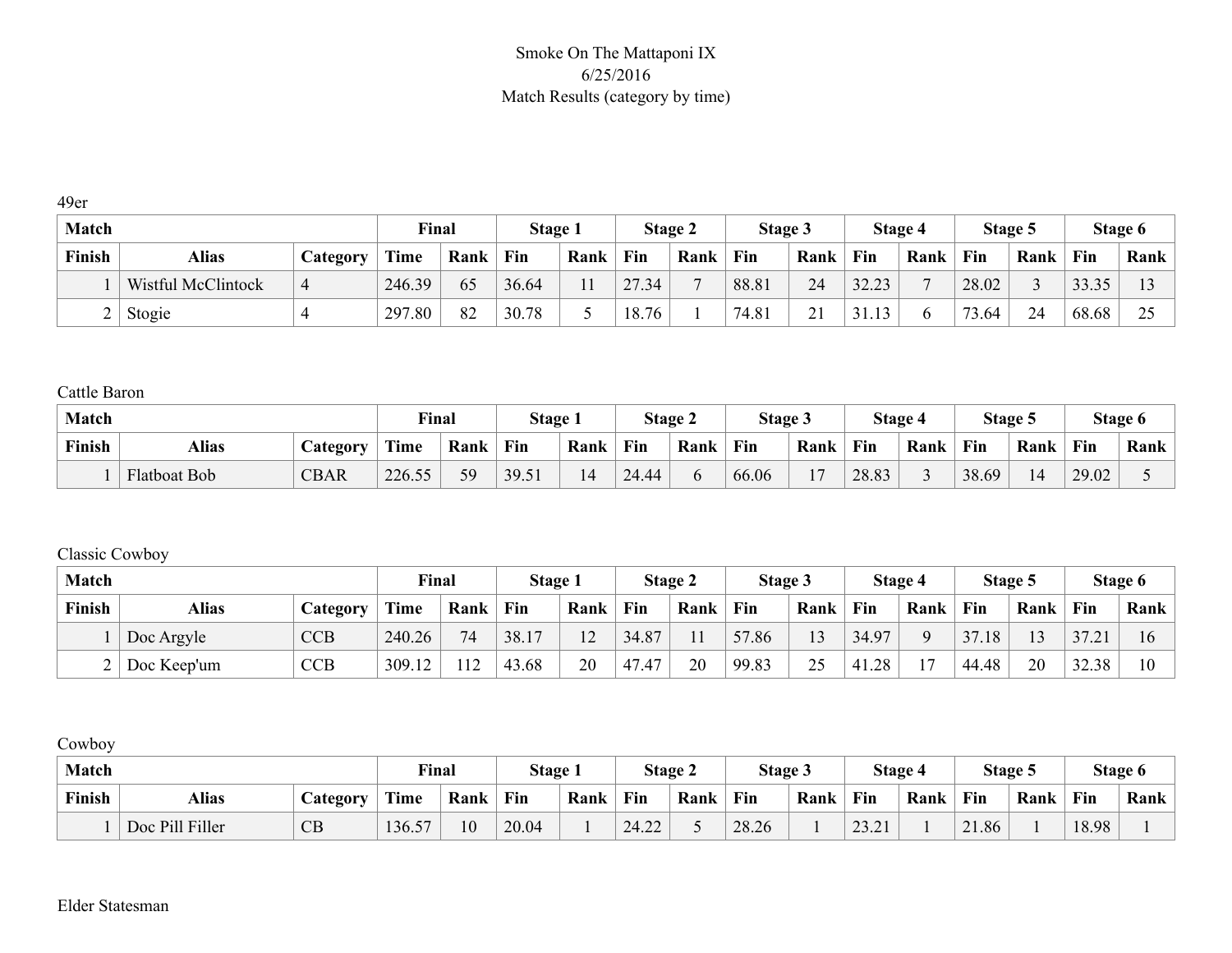Smoke On The Mattaponi IX
6/25/2016
Match Results (category by time)

49er

| Match | | | Final | | Stage 1 | | Stage 2 | | Stage 3 | | Stage 4 | | Stage 5 | | Stage 6 | |
|---|---|---|---|---|---|---|---|---|---|---|---|---|---|---|---|---|
| Finish | Alias | Category | Time | Rank | Fin | Rank | Fin | Rank | Fin | Rank | Fin | Rank | Fin | Rank | Fin | Rank |
| 1 | Wistful McClintock | 4 | 246.39 | 65 | 36.64 | 11 | 27.34 | 7 | 88.81 | 24 | 32.23 | 7 | 28.02 | 3 | 33.35 | 13 |
| 2 | Stogie | 4 | 297.80 | 82 | 30.78 | 5 | 18.76 | 1 | 74.81 | 21 | 31.13 | 6 | 73.64 | 24 | 68.68 | 25 |

Cattle Baron

| Match | | | Final | | Stage 1 | | Stage 2 | | Stage 3 | | Stage 4 | | Stage 5 | | Stage 6 | |
|---|---|---|---|---|---|---|---|---|---|---|---|---|---|---|---|---|
| Finish | Alias | Category | Time | Rank | Fin | Rank | Fin | Rank | Fin | Rank | Fin | Rank | Fin | Rank | Fin | Rank |
| 1 | Flatboat Bob | CBAR | 226.55 | 59 | 39.51 | 14 | 24.44 | 6 | 66.06 | 17 | 28.83 | 3 | 38.69 | 14 | 29.02 | 5 |

Classic Cowboy

| Match | | | Final | | Stage 1 | | Stage 2 | | Stage 3 | | Stage 4 | | Stage 5 | | Stage 6 | |
|---|---|---|---|---|---|---|---|---|---|---|---|---|---|---|---|---|
| Finish | Alias | Category | Time | Rank | Fin | Rank | Fin | Rank | Fin | Rank | Fin | Rank | Fin | Rank | Fin | Rank |
| 1 | Doc Argyle | CCB | 240.26 | 74 | 38.17 | 12 | 34.87 | 11 | 57.86 | 13 | 34.97 | 9 | 37.18 | 13 | 37.21 | 16 |
| 2 | Doc Keep'um | CCB | 309.12 | 112 | 43.68 | 20 | 47.47 | 20 | 99.83 | 25 | 41.28 | 17 | 44.48 | 20 | 32.38 | 10 |

Cowboy

| Match | | | Final | | Stage 1 | | Stage 2 | | Stage 3 | | Stage 4 | | Stage 5 | | Stage 6 | |
|---|---|---|---|---|---|---|---|---|---|---|---|---|---|---|---|---|
| Finish | Alias | Category | Time | Rank | Fin | Rank | Fin | Rank | Fin | Rank | Fin | Rank | Fin | Rank | Fin | Rank |
| 1 | Doc Pill Filler | CB | 136.57 | 10 | 20.04 | 1 | 24.22 | 5 | 28.26 | 1 | 23.21 | 1 | 21.86 | 1 | 18.98 | 1 |

Elder Statesman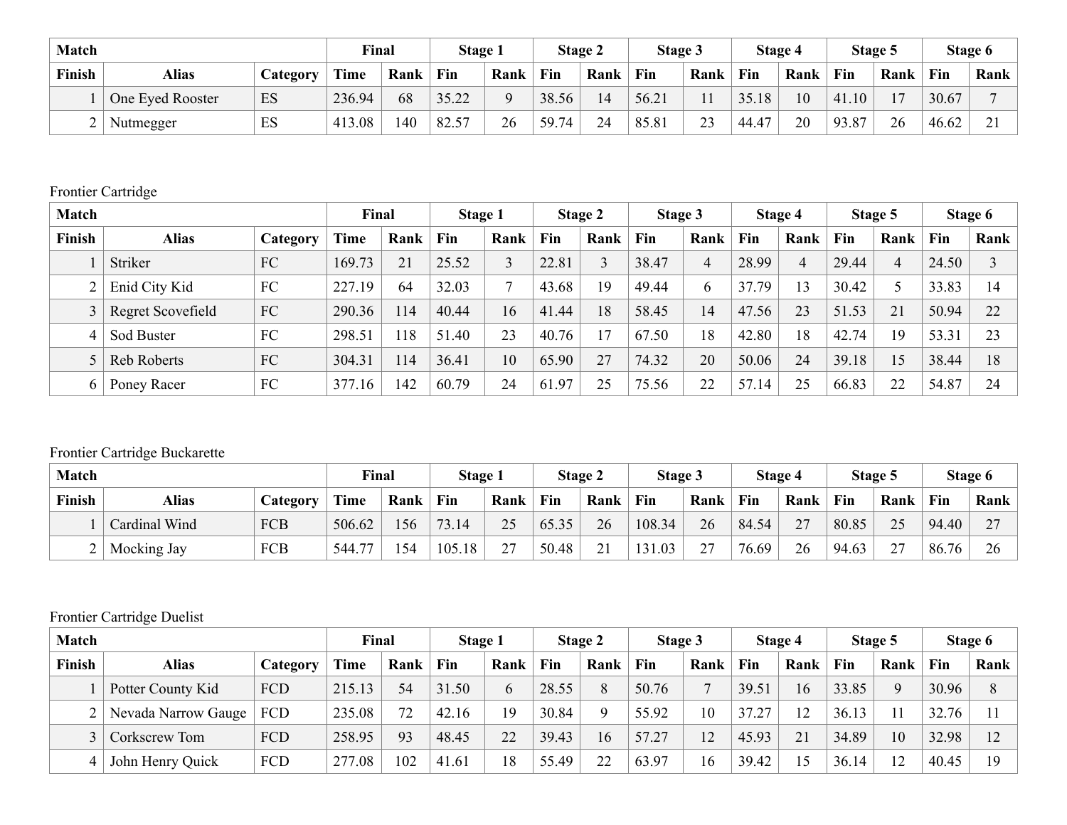| Match | | | Final | | Stage 1 | | Stage 2 | | Stage 3 | | Stage 4 | | Stage 5 | | Stage 6 | |
|---|---|---|---|---|---|---|---|---|---|---|---|---|---|---|---|---|
| Finish | Alias | Category | Time | Rank | Fin | Rank | Fin | Rank | Fin | Rank | Fin | Rank | Fin | Rank | Fin | Rank |
| 1 | One Eyed Rooster | ES | 236.94 | 68 | 35.22 | 9 | 38.56 | 14 | 56.21 | 11 | 35.18 | 10 | 41.10 | 17 | 30.67 | 7 |
| 2 | Nutmegger | ES | 413.08 | 140 | 82.57 | 26 | 59.74 | 24 | 85.81 | 23 | 44.47 | 20 | 93.87 | 26 | 46.62 | 21 |

Frontier Cartridge

| Match | | | Final | | Stage 1 | | Stage 2 | | Stage 3 | | Stage 4 | | Stage 5 | | Stage 6 | |
|---|---|---|---|---|---|---|---|---|---|---|---|---|---|---|---|---|
| Finish | Alias | Category | Time | Rank | Fin | Rank | Fin | Rank | Fin | Rank | Fin | Rank | Fin | Rank | Fin | Rank |
| 1 | Striker | FC | 169.73 | 21 | 25.52 | 3 | 22.81 | 3 | 38.47 | 4 | 28.99 | 4 | 29.44 | 4 | 24.50 | 3 |
| 2 | Enid City Kid | FC | 227.19 | 64 | 32.03 | 7 | 43.68 | 19 | 49.44 | 6 | 37.79 | 13 | 30.42 | 5 | 33.83 | 14 |
| 3 | Regret Scovefield | FC | 290.36 | 114 | 40.44 | 16 | 41.44 | 18 | 58.45 | 14 | 47.56 | 23 | 51.53 | 21 | 50.94 | 22 |
| 4 | Sod Buster | FC | 298.51 | 118 | 51.40 | 23 | 40.76 | 17 | 67.50 | 18 | 42.80 | 18 | 42.74 | 19 | 53.31 | 23 |
| 5 | Reb Roberts | FC | 304.31 | 114 | 36.41 | 10 | 65.90 | 27 | 74.32 | 20 | 50.06 | 24 | 39.18 | 15 | 38.44 | 18 |
| 6 | Poney Racer | FC | 377.16 | 142 | 60.79 | 24 | 61.97 | 25 | 75.56 | 22 | 57.14 | 25 | 66.83 | 22 | 54.87 | 24 |

Frontier Cartridge Buckarette

| Match | | | Final | | Stage 1 | | Stage 2 | | Stage 3 | | Stage 4 | | Stage 5 | | Stage 6 | |
|---|---|---|---|---|---|---|---|---|---|---|---|---|---|---|---|---|
| Finish | Alias | Category | Time | Rank | Fin | Rank | Fin | Rank | Fin | Rank | Fin | Rank | Fin | Rank | Fin | Rank |
| 1 | Cardinal Wind | FCB | 506.62 | 156 | 73.14 | 25 | 65.35 | 26 | 108.34 | 26 | 84.54 | 27 | 80.85 | 25 | 94.40 | 27 |
| 2 | Mocking Jay | FCB | 544.77 | 154 | 105.18 | 27 | 50.48 | 21 | 131.03 | 27 | 76.69 | 26 | 94.63 | 27 | 86.76 | 26 |

Frontier Cartridge Duelist

| Match | | | Final | | Stage 1 | | Stage 2 | | Stage 3 | | Stage 4 | | Stage 5 | | Stage 6 | |
|---|---|---|---|---|---|---|---|---|---|---|---|---|---|---|---|---|
| Finish | Alias | Category | Time | Rank | Fin | Rank | Fin | Rank | Fin | Rank | Fin | Rank | Fin | Rank | Fin | Rank |
| 1 | Potter County Kid | FCD | 215.13 | 54 | 31.50 | 6 | 28.55 | 8 | 50.76 | 7 | 39.51 | 16 | 33.85 | 9 | 30.96 | 8 |
| 2 | Nevada Narrow Gauge | FCD | 235.08 | 72 | 42.16 | 19 | 30.84 | 9 | 55.92 | 10 | 37.27 | 12 | 36.13 | 11 | 32.76 | 11 |
| 3 | Corkscrew Tom | FCD | 258.95 | 93 | 48.45 | 22 | 39.43 | 16 | 57.27 | 12 | 45.93 | 21 | 34.89 | 10 | 32.98 | 12 |
| 4 | John Henry Quick | FCD | 277.08 | 102 | 41.61 | 18 | 55.49 | 22 | 63.97 | 16 | 39.42 | 15 | 36.14 | 12 | 40.45 | 19 |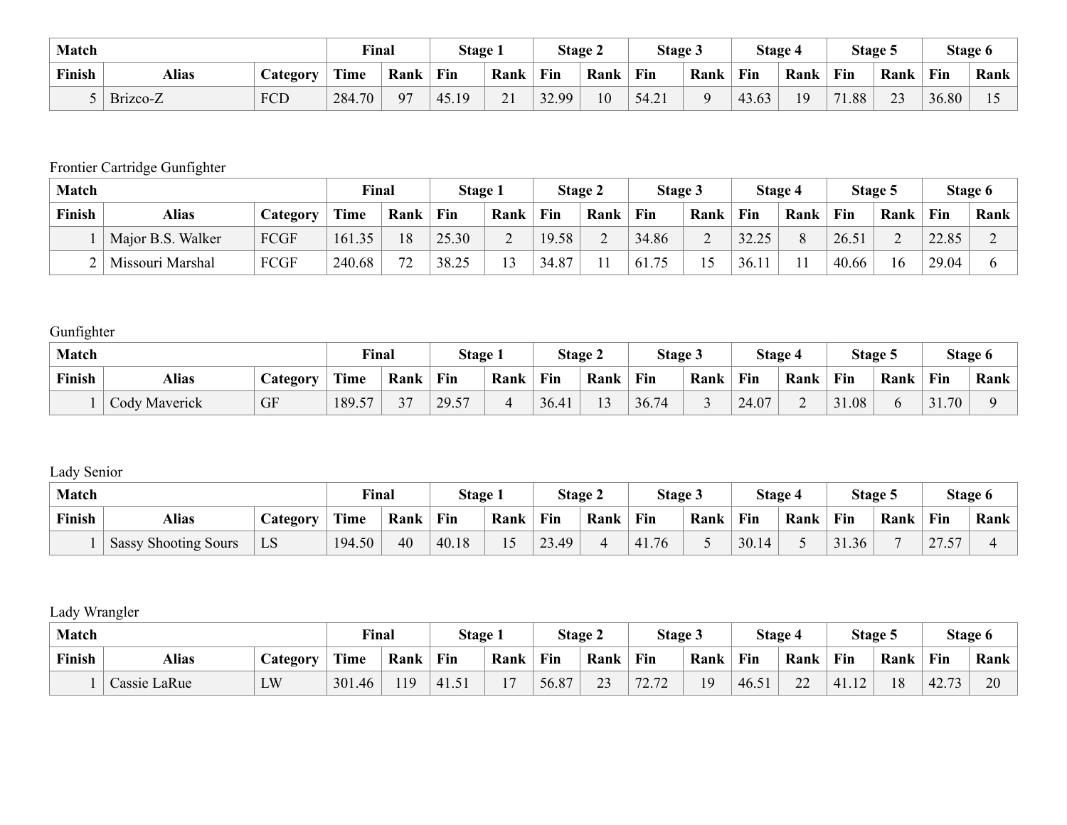| Match | | | Final | | Stage 1 | | Stage 2 | | Stage 3 | | Stage 4 | | Stage 5 | | Stage 6 | |
|---|---|---|---|---|---|---|---|---|---|---|---|---|---|---|---|---|
| Finish | Alias | Category | Time | Rank | Fin | Rank | Fin | Rank | Fin | Rank | Fin | Rank | Fin | Rank | Fin | Rank |
| 5 | Brizco-Z | FCD | 284.70 | 97 | 45.19 | 21 | 32.99 | 10 | 54.21 | 9 | 43.63 | 19 | 71.88 | 23 | 36.80 | 15 |

Frontier Cartridge Gunfighter

| Match | | | Final | | Stage 1 | | Stage 2 | | Stage 3 | | Stage 4 | | Stage 5 | | Stage 6 | |
|---|---|---|---|---|---|---|---|---|---|---|---|---|---|---|---|---|
| Finish | Alias | Category | Time | Rank | Fin | Rank | Fin | Rank | Fin | Rank | Fin | Rank | Fin | Rank | Fin | Rank |
| 1 | Major B.S. Walker | FCGF | 161.35 | 18 | 25.30 | 2 | 19.58 | 2 | 34.86 | 2 | 32.25 | 8 | 26.51 | 2 | 22.85 | 2 |
| 2 | Missouri Marshal | FCGF | 240.68 | 72 | 38.25 | 13 | 34.87 | 11 | 61.75 | 15 | 36.11 | 11 | 40.66 | 16 | 29.04 | 6 |

Gunfighter

| Match | | | Final | | Stage 1 | | Stage 2 | | Stage 3 | | Stage 4 | | Stage 5 | | Stage 6 | |
|---|---|---|---|---|---|---|---|---|---|---|---|---|---|---|---|---|
| Finish | Alias | Category | Time | Rank | Fin | Rank | Fin | Rank | Fin | Rank | Fin | Rank | Fin | Rank | Fin | Rank |
| 1 | Cody Maverick | GF | 189.57 | 37 | 29.57 | 4 | 36.41 | 13 | 36.74 | 3 | 24.07 | 2 | 31.08 | 6 | 31.70 | 9 |

Lady Senior

| Match | | | Final | | Stage 1 | | Stage 2 | | Stage 3 | | Stage 4 | | Stage 5 | | Stage 6 | |
|---|---|---|---|---|---|---|---|---|---|---|---|---|---|---|---|---|
| Finish | Alias | Category | Time | Rank | Fin | Rank | Fin | Rank | Fin | Rank | Fin | Rank | Fin | Rank | Fin | Rank |
| 1 | Sassy Shooting Sours | LS | 194.50 | 40 | 40.18 | 15 | 23.49 | 4 | 41.76 | 5 | 30.14 | 5 | 31.36 | 7 | 27.57 | 4 |

Lady Wrangler

| Match | | | Final | | Stage 1 | | Stage 2 | | Stage 3 | | Stage 4 | | Stage 5 | | Stage 6 | |
|---|---|---|---|---|---|---|---|---|---|---|---|---|---|---|---|---|
| Finish | Alias | Category | Time | Rank | Fin | Rank | Fin | Rank | Fin | Rank | Fin | Rank | Fin | Rank | Fin | Rank |
| 1 | Cassie LaRue | LW | 301.46 | 119 | 41.51 | 17 | 56.87 | 23 | 72.72 | 19 | 46.51 | 22 | 41.12 | 18 | 42.73 | 20 |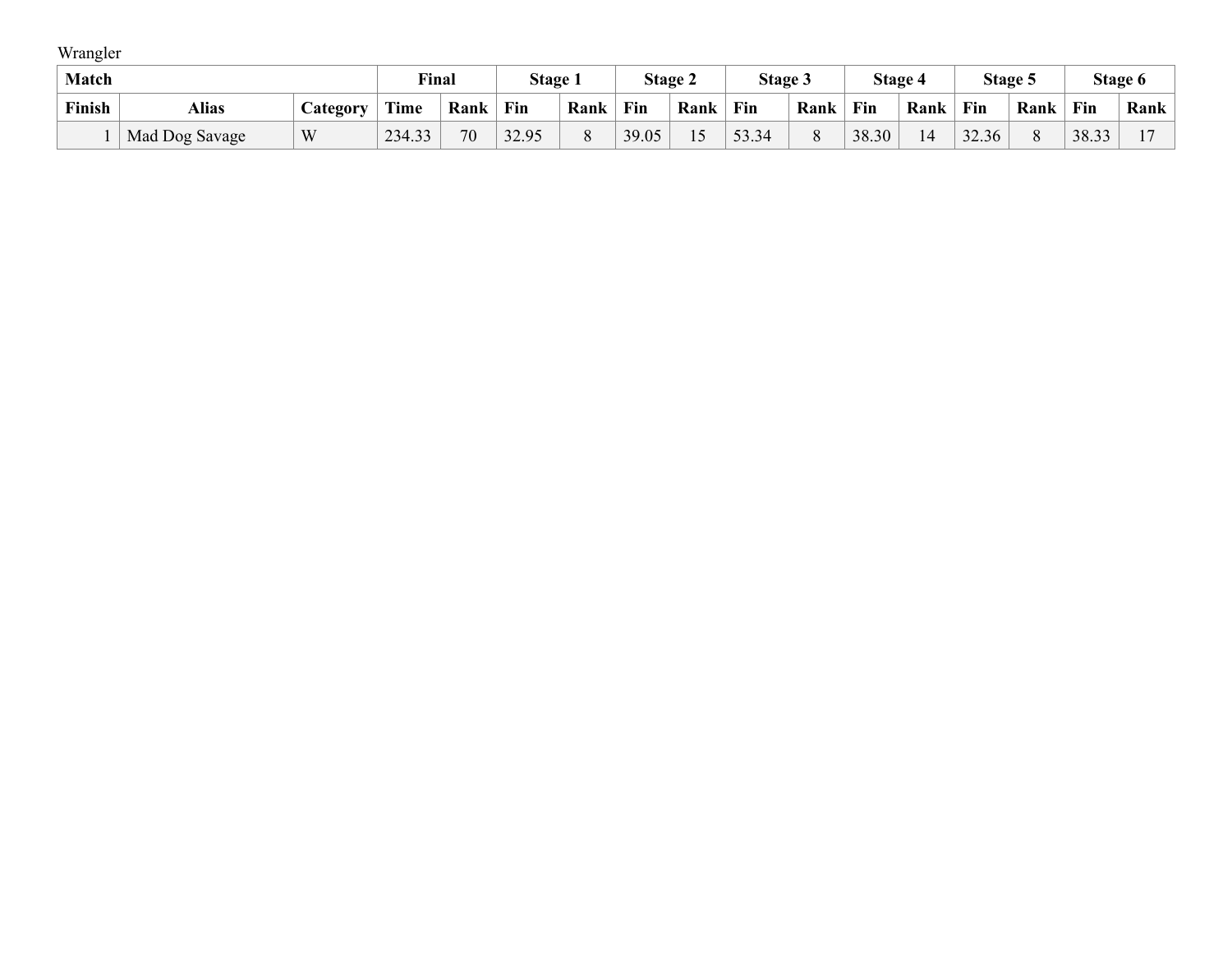Wrangler

| Match | | | Final | | Stage 1 | | Stage 2 | | Stage 3 | | Stage 4 | | Stage 5 | | Stage 6 | |
|---|---|---|---|---|---|---|---|---|---|---|---|---|---|---|---|---|
| Finish | Alias | Category | Time | Rank | Fin | Rank | Fin | Rank | Fin | Rank | Fin | Rank | Fin | Rank | Fin | Rank |
| 1 | Mad Dog Savage | W | 234.33 | 70 | 32.95 | 8 | 39.05 | 15 | 53.34 | 8 | 38.30 | 14 | 32.36 | 8 | 38.33 | 17 |